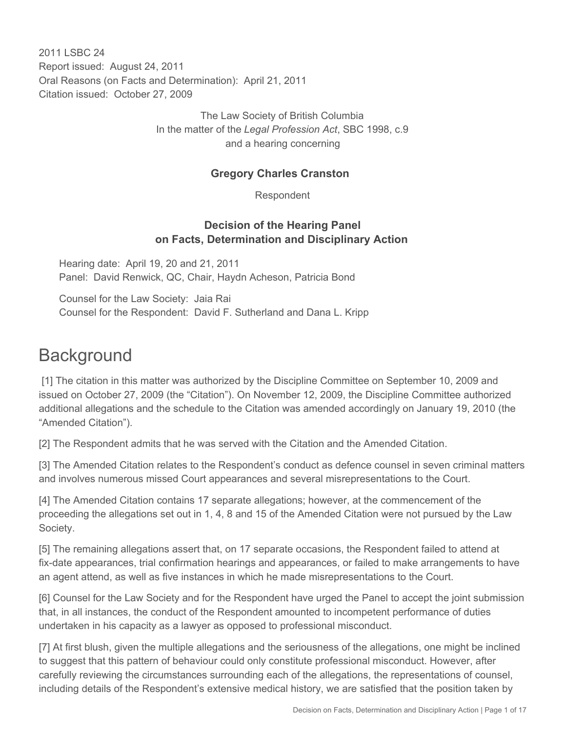2011 LSBC 24
Report issued: August 24, 2011
Oral Reasons (on Facts and Determination): April 21, 2011
Citation issued: October 27, 2009

The Law Society of British Columbia
In the matter of the *Legal Profession Act*, SBC 1998, c.9
and a hearing concerning

**Gregory Charles Cranston**

Respondent

**Decision of the Hearing Panel**
**on Facts, Determination and Disciplinary Action**

Hearing date: April 19, 20 and 21, 2011
Panel: David Renwick, QC, Chair, Haydn Acheson, Patricia Bond

Counsel for the Law Society: Jaia Rai
Counsel for the Respondent: David F. Sutherland and Dana L. Kripp

# Background

[1] The citation in this matter was authorized by the Discipline Committee on September 10, 2009 and issued on October 27, 2009 (the "Citation"). On November 12, 2009, the Discipline Committee authorized additional allegations and the schedule to the Citation was amended accordingly on January 19, 2010 (the "Amended Citation").

[2] The Respondent admits that he was served with the Citation and the Amended Citation.

[3] The Amended Citation relates to the Respondent's conduct as defence counsel in seven criminal matters and involves numerous missed Court appearances and several misrepresentations to the Court.

[4] The Amended Citation contains 17 separate allegations; however, at the commencement of the proceeding the allegations set out in 1, 4, 8 and 15 of the Amended Citation were not pursued by the Law Society.

[5] The remaining allegations assert that, on 17 separate occasions, the Respondent failed to attend at fix-date appearances, trial confirmation hearings and appearances, or failed to make arrangements to have an agent attend, as well as five instances in which he made misrepresentations to the Court.

[6] Counsel for the Law Society and for the Respondent have urged the Panel to accept the joint submission that, in all instances, the conduct of the Respondent amounted to incompetent performance of duties undertaken in his capacity as a lawyer as opposed to professional misconduct.

[7] At first blush, given the multiple allegations and the seriousness of the allegations, one might be inclined to suggest that this pattern of behaviour could only constitute professional misconduct. However, after carefully reviewing the circumstances surrounding each of the allegations, the representations of counsel, including details of the Respondent's extensive medical history, we are satisfied that the position taken by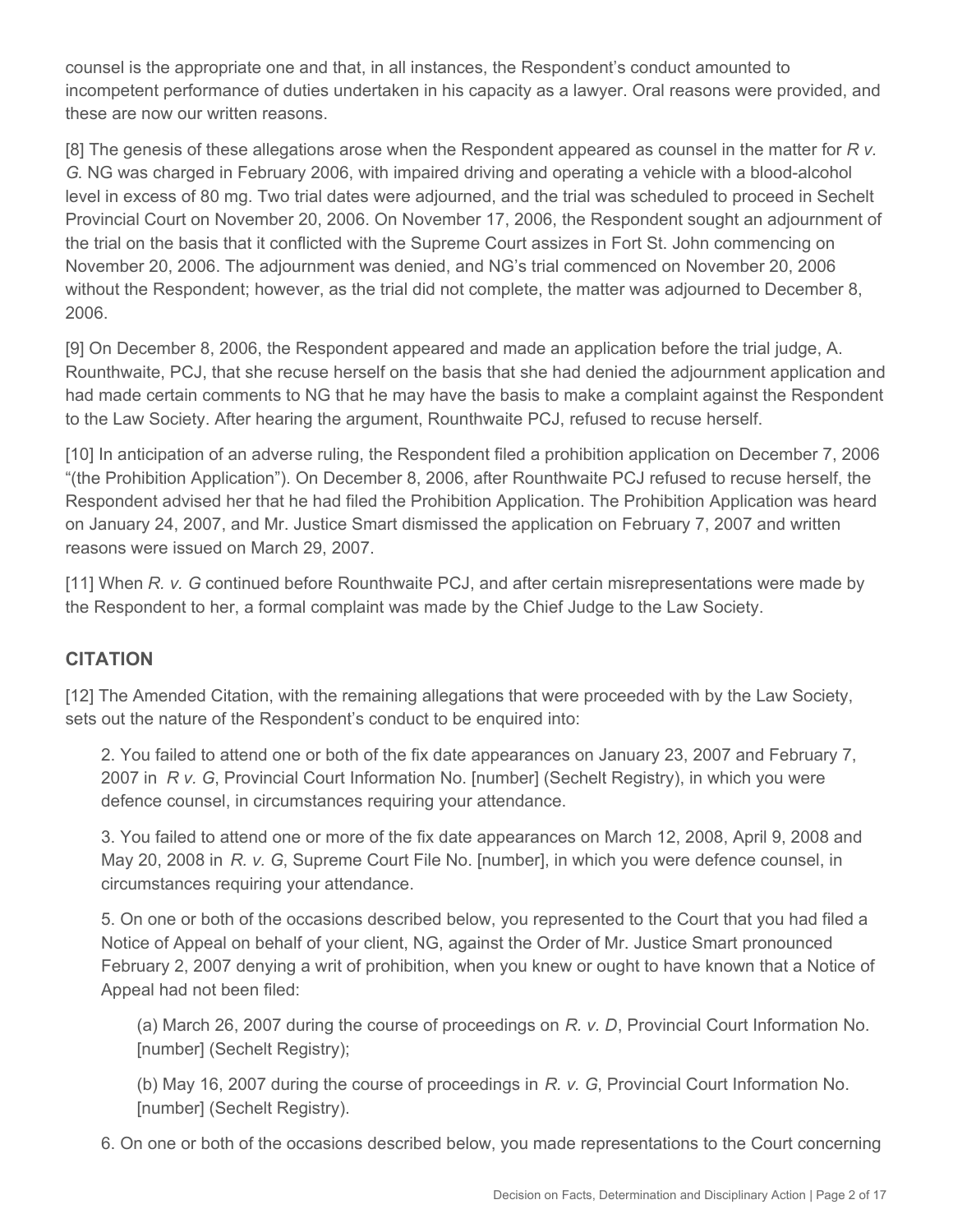counsel is the appropriate one and that, in all instances, the Respondent's conduct amounted to incompetent performance of duties undertaken in his capacity as a lawyer. Oral reasons were provided, and these are now our written reasons.

[8] The genesis of these allegations arose when the Respondent appeared as counsel in the matter for *R v. G*. NG was charged in February 2006, with impaired driving and operating a vehicle with a blood-alcohol level in excess of 80 mg. Two trial dates were adjourned, and the trial was scheduled to proceed in Sechelt Provincial Court on November 20, 2006. On November 17, 2006, the Respondent sought an adjournment of the trial on the basis that it conflicted with the Supreme Court assizes in Fort St. John commencing on November 20, 2006. The adjournment was denied, and NG's trial commenced on November 20, 2006 without the Respondent; however, as the trial did not complete, the matter was adjourned to December 8, 2006.

[9] On December 8, 2006, the Respondent appeared and made an application before the trial judge, A. Rounthwaite, PCJ, that she recuse herself on the basis that she had denied the adjournment application and had made certain comments to NG that he may have the basis to make a complaint against the Respondent to the Law Society. After hearing the argument, Rounthwaite PCJ, refused to recuse herself.

[10] In anticipation of an adverse ruling, the Respondent filed a prohibition application on December 7, 2006 "(the Prohibition Application"). On December 8, 2006, after Rounthwaite PCJ refused to recuse herself, the Respondent advised her that he had filed the Prohibition Application. The Prohibition Application was heard on January 24, 2007, and Mr. Justice Smart dismissed the application on February 7, 2007 and written reasons were issued on March 29, 2007.

[11] When *R. v. G* continued before Rounthwaite PCJ, and after certain misrepresentations were made by the Respondent to her, a formal complaint was made by the Chief Judge to the Law Society.

## CITATION

[12] The Amended Citation, with the remaining allegations that were proceeded with by the Law Society, sets out the nature of the Respondent's conduct to be enquired into:

> 2. You failed to attend one or both of the fix date appearances on January 23, 2007 and February 7, 2007 in *R v. G*, Provincial Court Information No. [number] (Sechelt Registry), in which you were defence counsel, in circumstances requiring your attendance.
>
> 3. You failed to attend one or more of the fix date appearances on March 12, 2008, April 9, 2008 and May 20, 2008 in *R. v. G*, Supreme Court File No. [number], in which you were defence counsel, in circumstances requiring your attendance.
>
> 5. On one or both of the occasions described below, you represented to the Court that you had filed a Notice of Appeal on behalf of your client, NG, against the Order of Mr. Justice Smart pronounced February 2, 2007 denying a writ of prohibition, when you knew or ought to have known that a Notice of Appeal had not been filed:
>
> > (a) March 26, 2007 during the course of proceedings on *R. v. D*, Provincial Court Information No. [number] (Sechelt Registry);
> >
> > (b) May 16, 2007 during the course of proceedings in *R. v. G*, Provincial Court Information No. [number] (Sechelt Registry).
>
> 6. On one or both of the occasions described below, you made representations to the Court concerning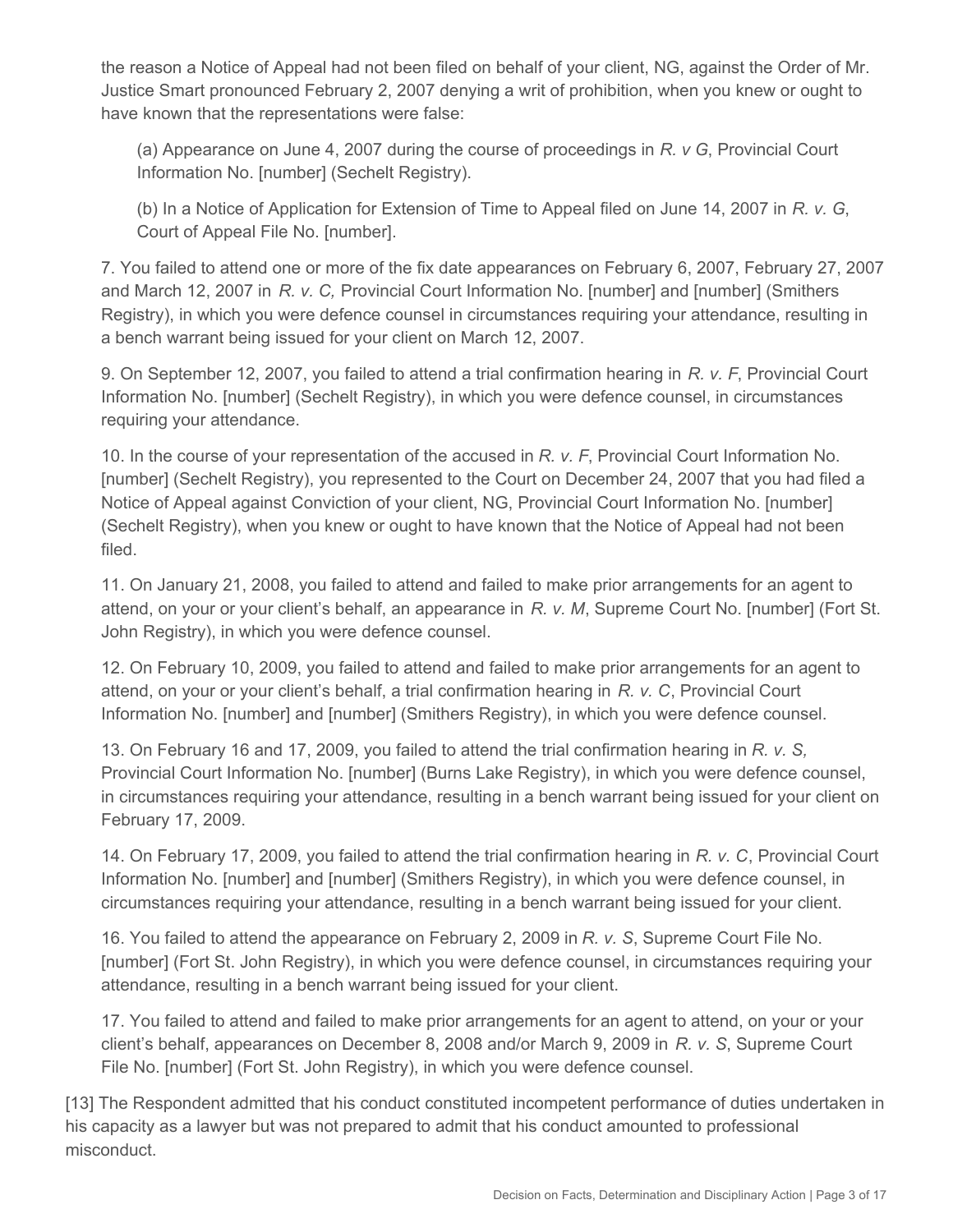the reason a Notice of Appeal had not been filed on behalf of your client, NG, against the Order of Mr. Justice Smart pronounced February 2, 2007 denying a writ of prohibition, when you knew or ought to have known that the representations were false:

> (a) Appearance on June 4, 2007 during the course of proceedings in *R. v G*, Provincial Court Information No. [number] (Sechelt Registry).
>
> (b) In a Notice of Application for Extension of Time to Appeal filed on June 14, 2007 in *R. v. G*, Court of Appeal File No. [number].

7. You failed to attend one or more of the fix date appearances on February 6, 2007, February 27, 2007 and March 12, 2007 in *R. v. C,* Provincial Court Information No. [number] and [number] (Smithers Registry), in which you were defence counsel in circumstances requiring your attendance, resulting in a bench warrant being issued for your client on March 12, 2007.

9. On September 12, 2007, you failed to attend a trial confirmation hearing in *R. v. F*, Provincial Court Information No. [number] (Sechelt Registry), in which you were defence counsel, in circumstances requiring your attendance.

10. In the course of your representation of the accused in *R. v. F*, Provincial Court Information No. [number] (Sechelt Registry), you represented to the Court on December 24, 2007 that you had filed a Notice of Appeal against Conviction of your client, NG, Provincial Court Information No. [number] (Sechelt Registry), when you knew or ought to have known that the Notice of Appeal had not been filed.

11. On January 21, 2008, you failed to attend and failed to make prior arrangements for an agent to attend, on your or your client's behalf, an appearance in *R. v. M*, Supreme Court No. [number] (Fort St. John Registry), in which you were defence counsel.

12. On February 10, 2009, you failed to attend and failed to make prior arrangements for an agent to attend, on your or your client's behalf, a trial confirmation hearing in *R. v. C*, Provincial Court Information No. [number] and [number] (Smithers Registry), in which you were defence counsel.

13. On February 16 and 17, 2009, you failed to attend the trial confirmation hearing in *R. v. S,* Provincial Court Information No. [number] (Burns Lake Registry), in which you were defence counsel, in circumstances requiring your attendance, resulting in a bench warrant being issued for your client on February 17, 2009.

14. On February 17, 2009, you failed to attend the trial confirmation hearing in *R. v. C*, Provincial Court Information No. [number] and [number] (Smithers Registry), in which you were defence counsel, in circumstances requiring your attendance, resulting in a bench warrant being issued for your client.

16. You failed to attend the appearance on February 2, 2009 in *R. v. S*, Supreme Court File No. [number] (Fort St. John Registry), in which you were defence counsel, in circumstances requiring your attendance, resulting in a bench warrant being issued for your client.

17. You failed to attend and failed to make prior arrangements for an agent to attend, on your or your client's behalf, appearances on December 8, 2008 and/or March 9, 2009 in *R. v. S*, Supreme Court File No. [number] (Fort St. John Registry), in which you were defence counsel.

[13] The Respondent admitted that his conduct constituted incompetent performance of duties undertaken in his capacity as a lawyer but was not prepared to admit that his conduct amounted to professional misconduct.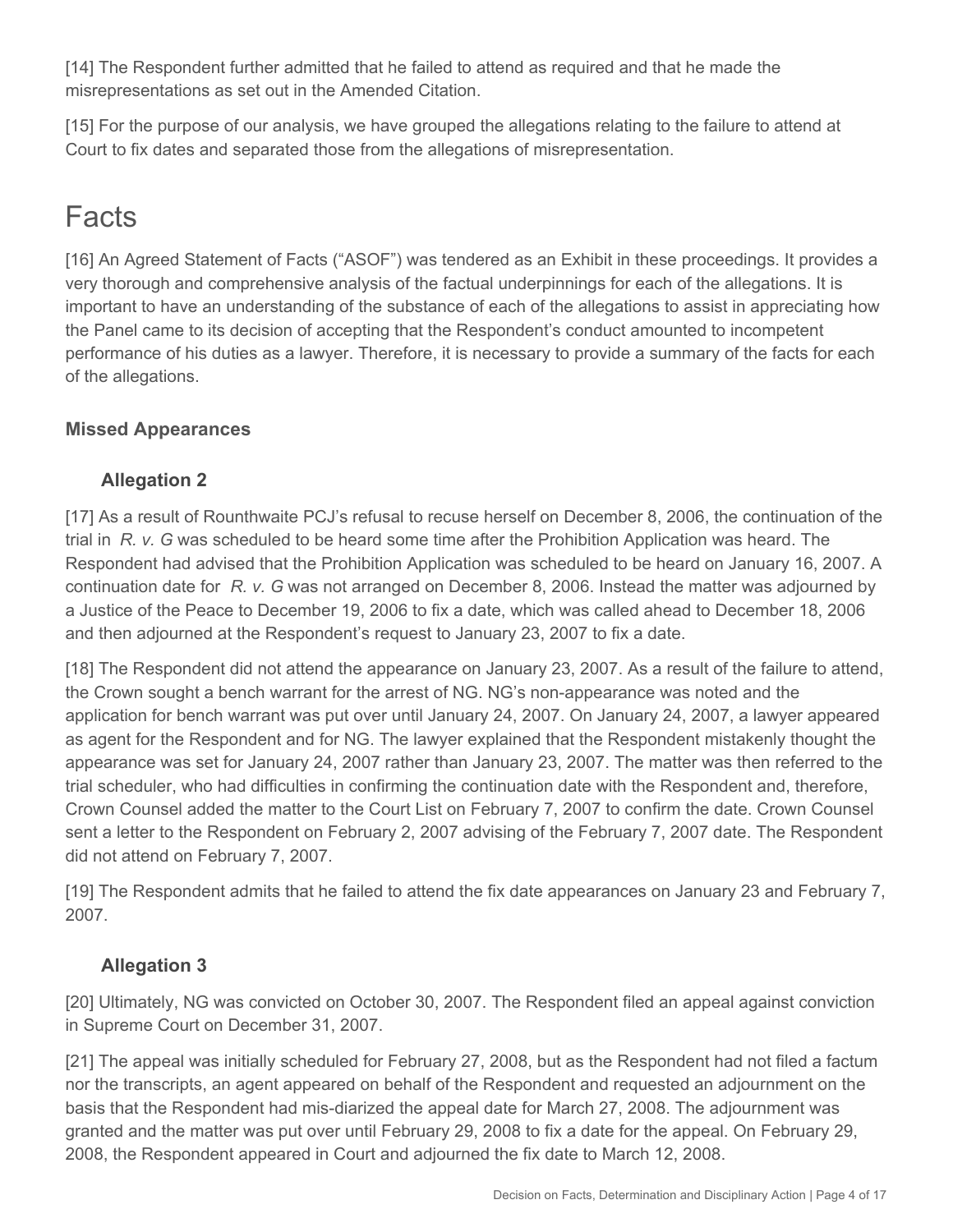[14] The Respondent further admitted that he failed to attend as required and that he made the misrepresentations as set out in the Amended Citation.

[15] For the purpose of our analysis, we have grouped the allegations relating to the failure to attend at Court to fix dates and separated those from the allegations of misrepresentation.

# Facts

[16] An Agreed Statement of Facts ("ASOF") was tendered as an Exhibit in these proceedings. It provides a very thorough and comprehensive analysis of the factual underpinnings for each of the allegations. It is important to have an understanding of the substance of each of the allegations to assist in appreciating how the Panel came to its decision of accepting that the Respondent's conduct amounted to incompetent performance of his duties as a lawyer. Therefore, it is necessary to provide a summary of the facts for each of the allegations.

### Missed Appearances

#### Allegation 2

[17] As a result of Rounthwaite PCJ's refusal to recuse herself on December 8, 2006, the continuation of the trial in *R. v. G* was scheduled to be heard some time after the Prohibition Application was heard. The Respondent had advised that the Prohibition Application was scheduled to be heard on January 16, 2007. A continuation date for *R. v. G* was not arranged on December 8, 2006. Instead the matter was adjourned by a Justice of the Peace to December 19, 2006 to fix a date, which was called ahead to December 18, 2006 and then adjourned at the Respondent's request to January 23, 2007 to fix a date.

[18] The Respondent did not attend the appearance on January 23, 2007. As a result of the failure to attend, the Crown sought a bench warrant for the arrest of NG. NG's non-appearance was noted and the application for bench warrant was put over until January 24, 2007. On January 24, 2007, a lawyer appeared as agent for the Respondent and for NG. The lawyer explained that the Respondent mistakenly thought the appearance was set for January 24, 2007 rather than January 23, 2007. The matter was then referred to the trial scheduler, who had difficulties in confirming the continuation date with the Respondent and, therefore, Crown Counsel added the matter to the Court List on February 7, 2007 to confirm the date. Crown Counsel sent a letter to the Respondent on February 2, 2007 advising of the February 7, 2007 date. The Respondent did not attend on February 7, 2007.

[19] The Respondent admits that he failed to attend the fix date appearances on January 23 and February 7, 2007.

#### Allegation 3

[20] Ultimately, NG was convicted on October 30, 2007. The Respondent filed an appeal against conviction in Supreme Court on December 31, 2007.

[21] The appeal was initially scheduled for February 27, 2008, but as the Respondent had not filed a factum nor the transcripts, an agent appeared on behalf of the Respondent and requested an adjournment on the basis that the Respondent had mis-diarized the appeal date for March 27, 2008. The adjournment was granted and the matter was put over until February 29, 2008 to fix a date for the appeal. On February 29, 2008, the Respondent appeared in Court and adjourned the fix date to March 12, 2008.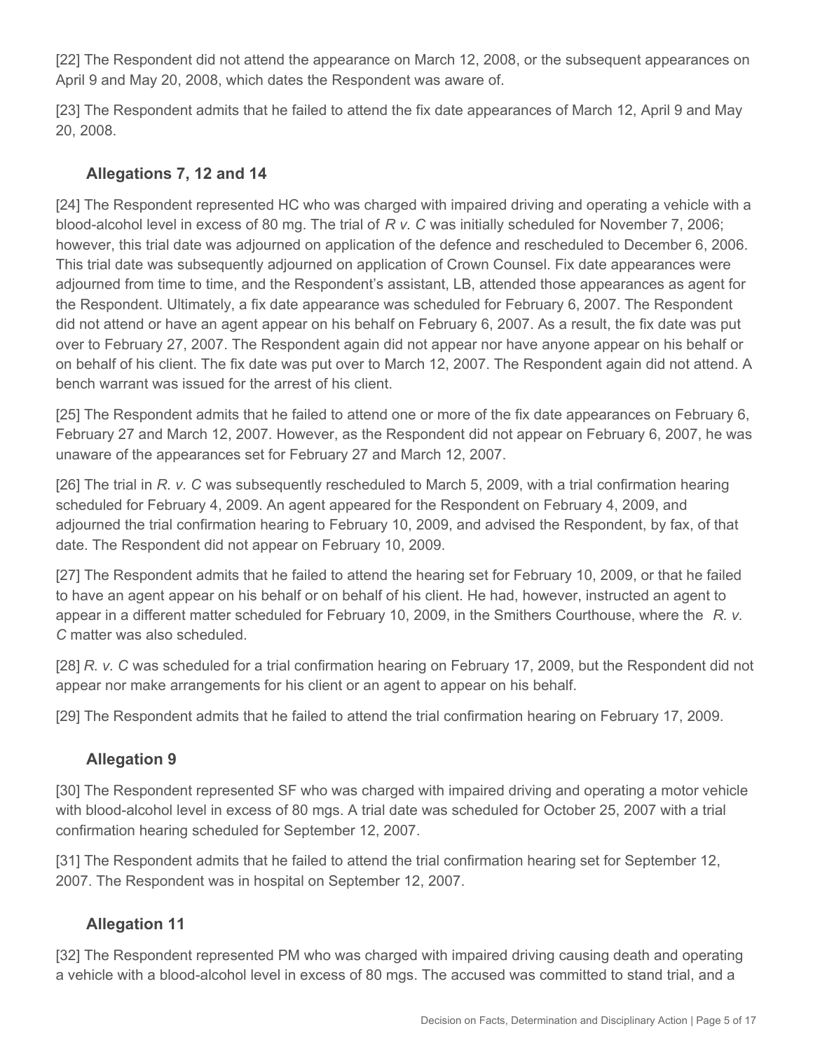[22] The Respondent did not attend the appearance on March 12, 2008, or the subsequent appearances on April 9 and May 20, 2008, which dates the Respondent was aware of.

[23] The Respondent admits that he failed to attend the fix date appearances of March 12, April 9 and May 20, 2008.

### Allegations 7, 12 and 14

[24] The Respondent represented HC who was charged with impaired driving and operating a vehicle with a blood-alcohol level in excess of 80 mg. The trial of *R v. C* was initially scheduled for November 7, 2006; however, this trial date was adjourned on application of the defence and rescheduled to December 6, 2006. This trial date was subsequently adjourned on application of Crown Counsel. Fix date appearances were adjourned from time to time, and the Respondent's assistant, LB, attended those appearances as agent for the Respondent. Ultimately, a fix date appearance was scheduled for February 6, 2007. The Respondent did not attend or have an agent appear on his behalf on February 6, 2007. As a result, the fix date was put over to February 27, 2007. The Respondent again did not appear nor have anyone appear on his behalf or on behalf of his client. The fix date was put over to March 12, 2007. The Respondent again did not attend. A bench warrant was issued for the arrest of his client.

[25] The Respondent admits that he failed to attend one or more of the fix date appearances on February 6, February 27 and March 12, 2007. However, as the Respondent did not appear on February 6, 2007, he was unaware of the appearances set for February 27 and March 12, 2007.

[26] The trial in *R. v. C* was subsequently rescheduled to March 5, 2009, with a trial confirmation hearing scheduled for February 4, 2009. An agent appeared for the Respondent on February 4, 2009, and adjourned the trial confirmation hearing to February 10, 2009, and advised the Respondent, by fax, of that date. The Respondent did not appear on February 10, 2009.

[27] The Respondent admits that he failed to attend the hearing set for February 10, 2009, or that he failed to have an agent appear on his behalf or on behalf of his client. He had, however, instructed an agent to appear in a different matter scheduled for February 10, 2009, in the Smithers Courthouse, where the *R. v. C* matter was also scheduled.

[28] *R. v. C* was scheduled for a trial confirmation hearing on February 17, 2009, but the Respondent did not appear nor make arrangements for his client or an agent to appear on his behalf.

[29] The Respondent admits that he failed to attend the trial confirmation hearing on February 17, 2009.

### Allegation 9

[30] The Respondent represented SF who was charged with impaired driving and operating a motor vehicle with blood-alcohol level in excess of 80 mgs. A trial date was scheduled for October 25, 2007 with a trial confirmation hearing scheduled for September 12, 2007.

[31] The Respondent admits that he failed to attend the trial confirmation hearing set for September 12, 2007. The Respondent was in hospital on September 12, 2007.

### Allegation 11

[32] The Respondent represented PM who was charged with impaired driving causing death and operating a vehicle with a blood-alcohol level in excess of 80 mgs. The accused was committed to stand trial, and a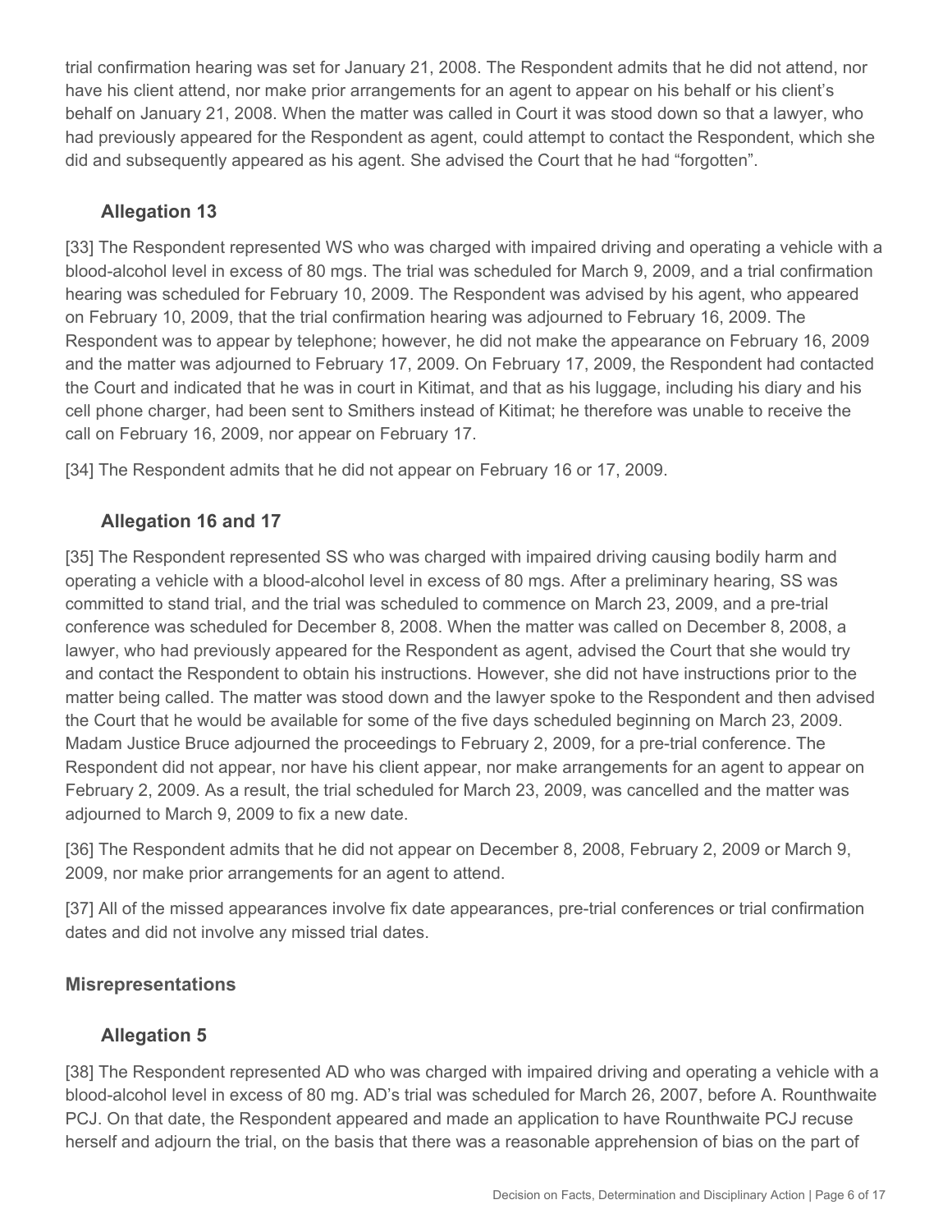trial confirmation hearing was set for January 21, 2008. The Respondent admits that he did not attend, nor have his client attend, nor make prior arrangements for an agent to appear on his behalf or his client's behalf on January 21, 2008. When the matter was called in Court it was stood down so that a lawyer, who had previously appeared for the Respondent as agent, could attempt to contact the Respondent, which she did and subsequently appeared as his agent. She advised the Court that he had "forgotten".

### Allegation 13

[33] The Respondent represented WS who was charged with impaired driving and operating a vehicle with a blood-alcohol level in excess of 80 mgs. The trial was scheduled for March 9, 2009, and a trial confirmation hearing was scheduled for February 10, 2009. The Respondent was advised by his agent, who appeared on February 10, 2009, that the trial confirmation hearing was adjourned to February 16, 2009. The Respondent was to appear by telephone; however, he did not make the appearance on February 16, 2009 and the matter was adjourned to February 17, 2009. On February 17, 2009, the Respondent had contacted the Court and indicated that he was in court in Kitimat, and that as his luggage, including his diary and his cell phone charger, had been sent to Smithers instead of Kitimat; he therefore was unable to receive the call on February 16, 2009, nor appear on February 17.

[34] The Respondent admits that he did not appear on February 16 or 17, 2009.

### Allegation 16 and 17

[35] The Respondent represented SS who was charged with impaired driving causing bodily harm and operating a vehicle with a blood-alcohol level in excess of 80 mgs. After a preliminary hearing, SS was committed to stand trial, and the trial was scheduled to commence on March 23, 2009, and a pre-trial conference was scheduled for December 8, 2008. When the matter was called on December 8, 2008, a lawyer, who had previously appeared for the Respondent as agent, advised the Court that she would try and contact the Respondent to obtain his instructions. However, she did not have instructions prior to the matter being called. The matter was stood down and the lawyer spoke to the Respondent and then advised the Court that he would be available for some of the five days scheduled beginning on March 23, 2009. Madam Justice Bruce adjourned the proceedings to February 2, 2009, for a pre-trial conference. The Respondent did not appear, nor have his client appear, nor make arrangements for an agent to appear on February 2, 2009. As a result, the trial scheduled for March 23, 2009, was cancelled and the matter was adjourned to March 9, 2009 to fix a new date.

[36] The Respondent admits that he did not appear on December 8, 2008, February 2, 2009 or March 9, 2009, nor make prior arrangements for an agent to attend.

[37] All of the missed appearances involve fix date appearances, pre-trial conferences or trial confirmation dates and did not involve any missed trial dates.

## Misrepresentations

### Allegation 5

[38] The Respondent represented AD who was charged with impaired driving and operating a vehicle with a blood-alcohol level in excess of 80 mg. AD's trial was scheduled for March 26, 2007, before A. Rounthwaite PCJ. On that date, the Respondent appeared and made an application to have Rounthwaite PCJ recuse herself and adjourn the trial, on the basis that there was a reasonable apprehension of bias on the part of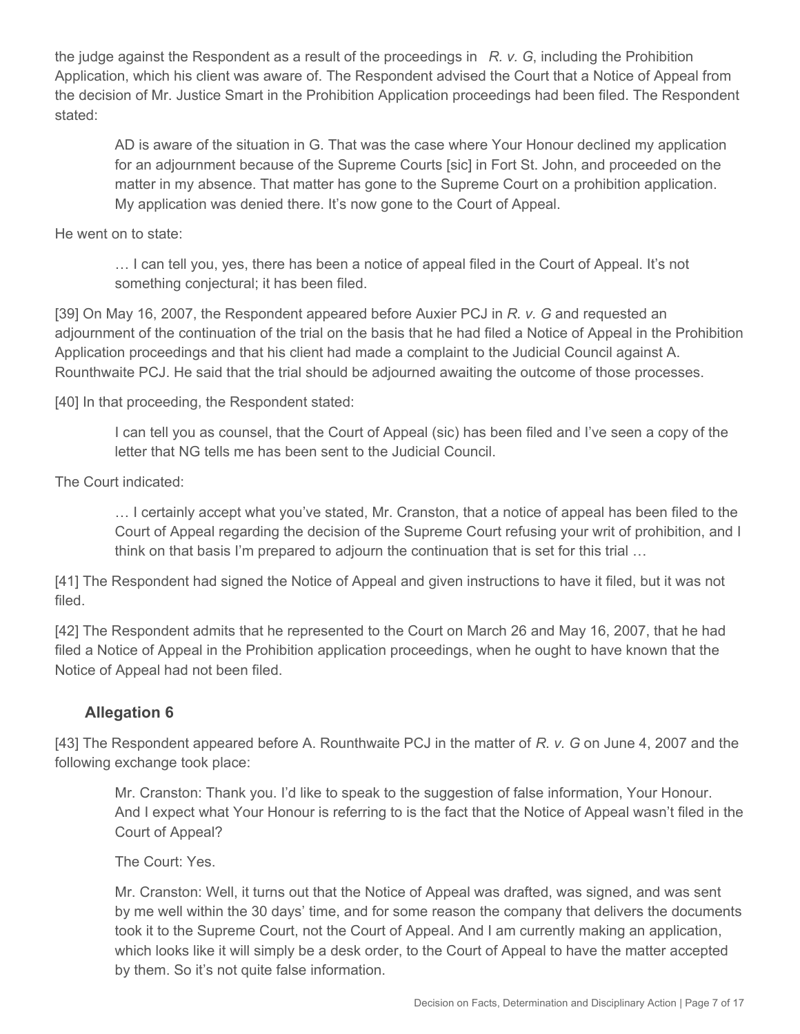the judge against the Respondent as a result of the proceedings in *R. v. G*, including the Prohibition Application, which his client was aware of. The Respondent advised the Court that a Notice of Appeal from the decision of Mr. Justice Smart in the Prohibition Application proceedings had been filed. The Respondent stated:

> AD is aware of the situation in G. That was the case where Your Honour declined my application for an adjournment because of the Supreme Courts [sic] in Fort St. John, and proceeded on the matter in my absence. That matter has gone to the Supreme Court on a prohibition application. My application was denied there. It's now gone to the Court of Appeal.

He went on to state:

> … I can tell you, yes, there has been a notice of appeal filed in the Court of Appeal. It's not something conjectural; it has been filed.

[39] On May 16, 2007, the Respondent appeared before Auxier PCJ in *R. v. G* and requested an adjournment of the continuation of the trial on the basis that he had filed a Notice of Appeal in the Prohibition Application proceedings and that his client had made a complaint to the Judicial Council against A. Rounthwaite PCJ. He said that the trial should be adjourned awaiting the outcome of those processes.

[40] In that proceeding, the Respondent stated:

> I can tell you as counsel, that the Court of Appeal (sic) has been filed and I've seen a copy of the letter that NG tells me has been sent to the Judicial Council.

The Court indicated:

> … I certainly accept what you've stated, Mr. Cranston, that a notice of appeal has been filed to the Court of Appeal regarding the decision of the Supreme Court refusing your writ of prohibition, and I think on that basis I'm prepared to adjourn the continuation that is set for this trial …

[41] The Respondent had signed the Notice of Appeal and given instructions to have it filed, but it was not filed.

[42] The Respondent admits that he represented to the Court on March 26 and May 16, 2007, that he had filed a Notice of Appeal in the Prohibition application proceedings, when he ought to have known that the Notice of Appeal had not been filed.

### Allegation 6

[43] The Respondent appeared before A. Rounthwaite PCJ in the matter of *R. v. G* on June 4, 2007 and the following exchange took place:

> Mr. Cranston: Thank you. I'd like to speak to the suggestion of false information, Your Honour. And I expect what Your Honour is referring to is the fact that the Notice of Appeal wasn't filed in the Court of Appeal?
>
> The Court: Yes.
>
> Mr. Cranston: Well, it turns out that the Notice of Appeal was drafted, was signed, and was sent by me well within the 30 days' time, and for some reason the company that delivers the documents took it to the Supreme Court, not the Court of Appeal. And I am currently making an application, which looks like it will simply be a desk order, to the Court of Appeal to have the matter accepted by them. So it's not quite false information.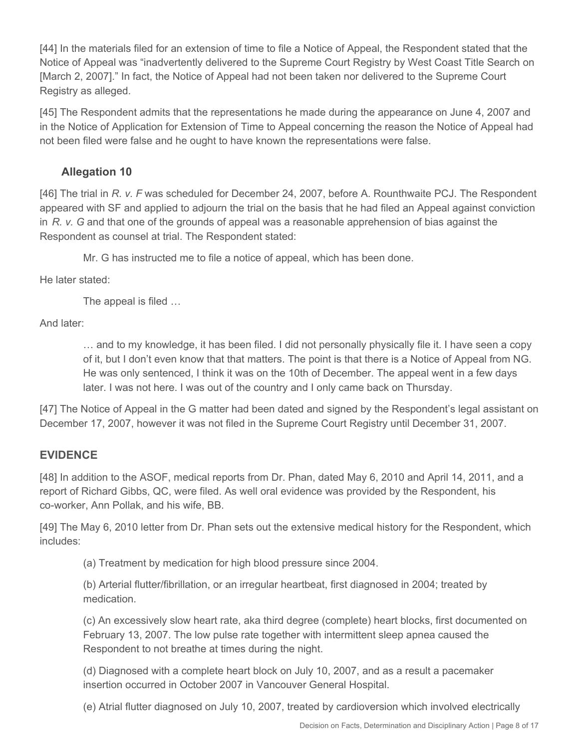[44] In the materials filed for an extension of time to file a Notice of Appeal, the Respondent stated that the Notice of Appeal was "inadvertently delivered to the Supreme Court Registry by West Coast Title Search on [March 2, 2007]." In fact, the Notice of Appeal had not been taken nor delivered to the Supreme Court Registry as alleged.

[45] The Respondent admits that the representations he made during the appearance on June 4, 2007 and in the Notice of Application for Extension of Time to Appeal concerning the reason the Notice of Appeal had not been filed were false and he ought to have known the representations were false.

### Allegation 10

[46] The trial in *R. v. F* was scheduled for December 24, 2007, before A. Rounthwaite PCJ. The Respondent appeared with SF and applied to adjourn the trial on the basis that he had filed an Appeal against conviction in *R. v. G* and that one of the grounds of appeal was a reasonable apprehension of bias against the Respondent as counsel at trial. The Respondent stated:

> Mr. G has instructed me to file a notice of appeal, which has been done.

He later stated:

> The appeal is filed …

And later:

> … and to my knowledge, it has been filed. I did not personally physically file it. I have seen a copy of it, but I don't even know that that matters. The point is that there is a Notice of Appeal from NG. He was only sentenced, I think it was on the 10th of December. The appeal went in a few days later. I was not here. I was out of the country and I only came back on Thursday.

[47] The Notice of Appeal in the G matter had been dated and signed by the Respondent's legal assistant on December 17, 2007, however it was not filed in the Supreme Court Registry until December 31, 2007.

## EVIDENCE

[48] In addition to the ASOF, medical reports from Dr. Phan, dated May 6, 2010 and April 14, 2011, and a report of Richard Gibbs, QC, were filed. As well oral evidence was provided by the Respondent, his co-worker, Ann Pollak, and his wife, BB.

[49] The May 6, 2010 letter from Dr. Phan sets out the extensive medical history for the Respondent, which includes:

> (a) Treatment by medication for high blood pressure since 2004.
>
> (b) Arterial flutter/fibrillation, or an irregular heartbeat, first diagnosed in 2004; treated by medication.
>
> (c) An excessively slow heart rate, aka third degree (complete) heart blocks, first documented on February 13, 2007. The low pulse rate together with intermittent sleep apnea caused the Respondent to not breathe at times during the night.
>
> (d) Diagnosed with a complete heart block on July 10, 2007, and as a result a pacemaker insertion occurred in October 2007 in Vancouver General Hospital.
>
> (e) Atrial flutter diagnosed on July 10, 2007, treated by cardioversion which involved electrically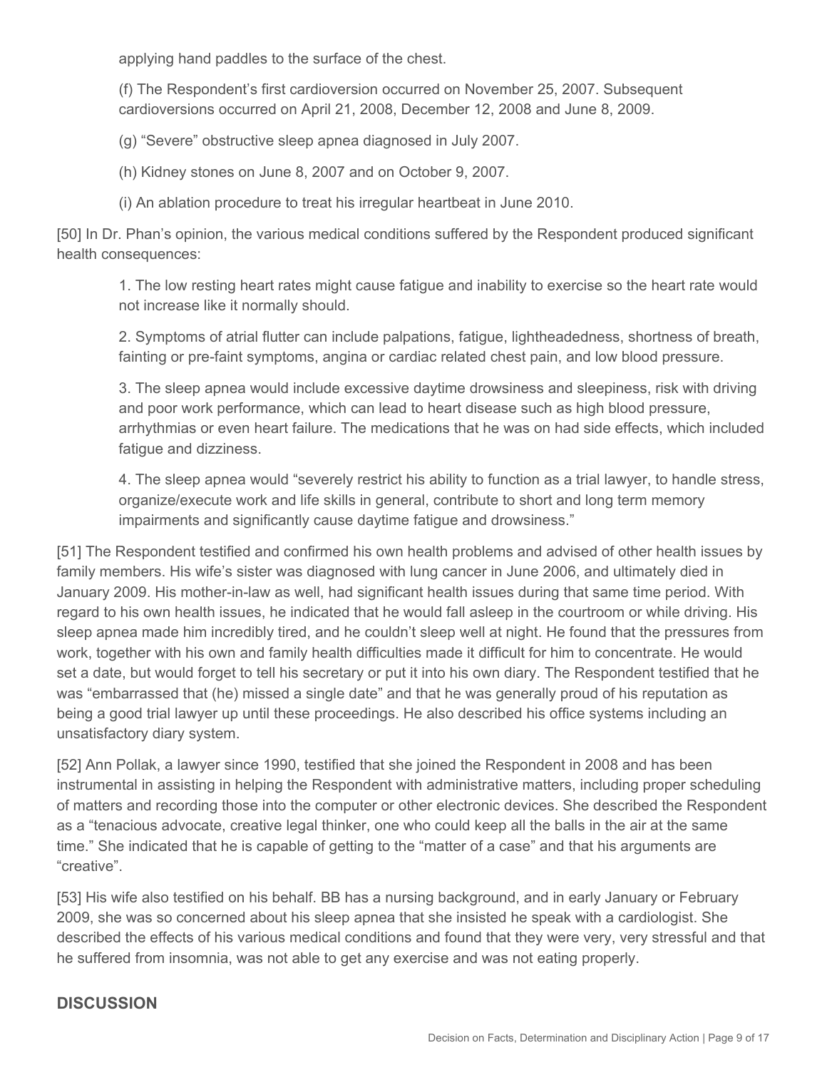applying hand paddles to the surface of the chest.

(f) The Respondent's first cardioversion occurred on November 25, 2007. Subsequent cardioversions occurred on April 21, 2008, December 12, 2008 and June 8, 2009.

(g) "Severe" obstructive sleep apnea diagnosed in July 2007.

(h) Kidney stones on June 8, 2007 and on October 9, 2007.

(i) An ablation procedure to treat his irregular heartbeat in June 2010.

[50] In Dr. Phan's opinion, the various medical conditions suffered by the Respondent produced significant health consequences:

1. The low resting heart rates might cause fatigue and inability to exercise so the heart rate would not increase like it normally should.

2. Symptoms of atrial flutter can include palpations, fatigue, lightheadedness, shortness of breath, fainting or pre-faint symptoms, angina or cardiac related chest pain, and low blood pressure.

3. The sleep apnea would include excessive daytime drowsiness and sleepiness, risk with driving and poor work performance, which can lead to heart disease such as high blood pressure, arrhythmias or even heart failure. The medications that he was on had side effects, which included fatigue and dizziness.

4. The sleep apnea would "severely restrict his ability to function as a trial lawyer, to handle stress, organize/execute work and life skills in general, contribute to short and long term memory impairments and significantly cause daytime fatigue and drowsiness."

[51] The Respondent testified and confirmed his own health problems and advised of other health issues by family members. His wife's sister was diagnosed with lung cancer in June 2006, and ultimately died in January 2009. His mother-in-law as well, had significant health issues during that same time period. With regard to his own health issues, he indicated that he would fall asleep in the courtroom or while driving. His sleep apnea made him incredibly tired, and he couldn't sleep well at night. He found that the pressures from work, together with his own and family health difficulties made it difficult for him to concentrate. He would set a date, but would forget to tell his secretary or put it into his own diary. The Respondent testified that he was "embarrassed that (he) missed a single date" and that he was generally proud of his reputation as being a good trial lawyer up until these proceedings. He also described his office systems including an unsatisfactory diary system.

[52] Ann Pollak, a lawyer since 1990, testified that she joined the Respondent in 2008 and has been instrumental in assisting in helping the Respondent with administrative matters, including proper scheduling of matters and recording those into the computer or other electronic devices. She described the Respondent as a "tenacious advocate, creative legal thinker, one who could keep all the balls in the air at the same time." She indicated that he is capable of getting to the "matter of a case" and that his arguments are "creative".

[53] His wife also testified on his behalf. BB has a nursing background, and in early January or February 2009, she was so concerned about his sleep apnea that she insisted he speak with a cardiologist. She described the effects of his various medical conditions and found that they were very, very stressful and that he suffered from insomnia, was not able to get any exercise and was not eating properly.

## DISCUSSION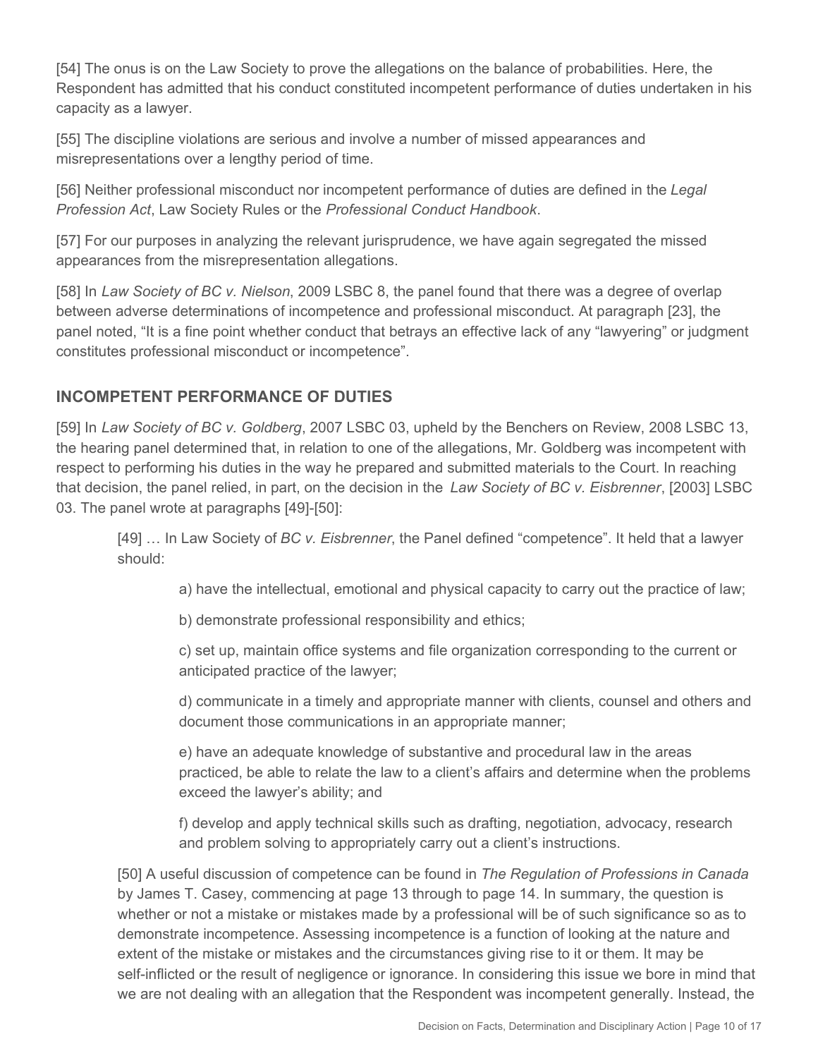[54] The onus is on the Law Society to prove the allegations on the balance of probabilities. Here, the Respondent has admitted that his conduct constituted incompetent performance of duties undertaken in his capacity as a lawyer.

[55] The discipline violations are serious and involve a number of missed appearances and misrepresentations over a lengthy period of time.

[56] Neither professional misconduct nor incompetent performance of duties are defined in the *Legal Profession Act*, Law Society Rules or the *Professional Conduct Handbook*.

[57] For our purposes in analyzing the relevant jurisprudence, we have again segregated the missed appearances from the misrepresentation allegations.

[58] In *Law Society of BC v. Nielson*, 2009 LSBC 8, the panel found that there was a degree of overlap between adverse determinations of incompetence and professional misconduct. At paragraph [23], the panel noted, "It is a fine point whether conduct that betrays an effective lack of any "lawyering" or judgment constitutes professional misconduct or incompetence".

## INCOMPETENT PERFORMANCE OF DUTIES

[59] In *Law Society of BC v. Goldberg*, 2007 LSBC 03, upheld by the Benchers on Review, 2008 LSBC 13, the hearing panel determined that, in relation to one of the allegations, Mr. Goldberg was incompetent with respect to performing his duties in the way he prepared and submitted materials to the Court. In reaching that decision, the panel relied, in part, on the decision in the *Law Society of BC v. Eisbrenner*, [2003] LSBC 03. The panel wrote at paragraphs [49]-[50]:

> [49] … In Law Society of *BC v. Eisbrenner*, the Panel defined "competence". It held that a lawyer should:
>
> > a) have the intellectual, emotional and physical capacity to carry out the practice of law;
> >
> > b) demonstrate professional responsibility and ethics;
> >
> > c) set up, maintain office systems and file organization corresponding to the current or anticipated practice of the lawyer;
> >
> > d) communicate in a timely and appropriate manner with clients, counsel and others and document those communications in an appropriate manner;
> >
> > e) have an adequate knowledge of substantive and procedural law in the areas practiced, be able to relate the law to a client's affairs and determine when the problems exceed the lawyer's ability; and
> >
> > f) develop and apply technical skills such as drafting, negotiation, advocacy, research and problem solving to appropriately carry out a client's instructions.
>
> [50] A useful discussion of competence can be found in *The Regulation of Professions in Canada* by James T. Casey, commencing at page 13 through to page 14. In summary, the question is whether or not a mistake or mistakes made by a professional will be of such significance so as to demonstrate incompetence. Assessing incompetence is a function of looking at the nature and extent of the mistake or mistakes and the circumstances giving rise to it or them. It may be self-inflicted or the result of negligence or ignorance. In considering this issue we bore in mind that we are not dealing with an allegation that the Respondent was incompetent generally. Instead, the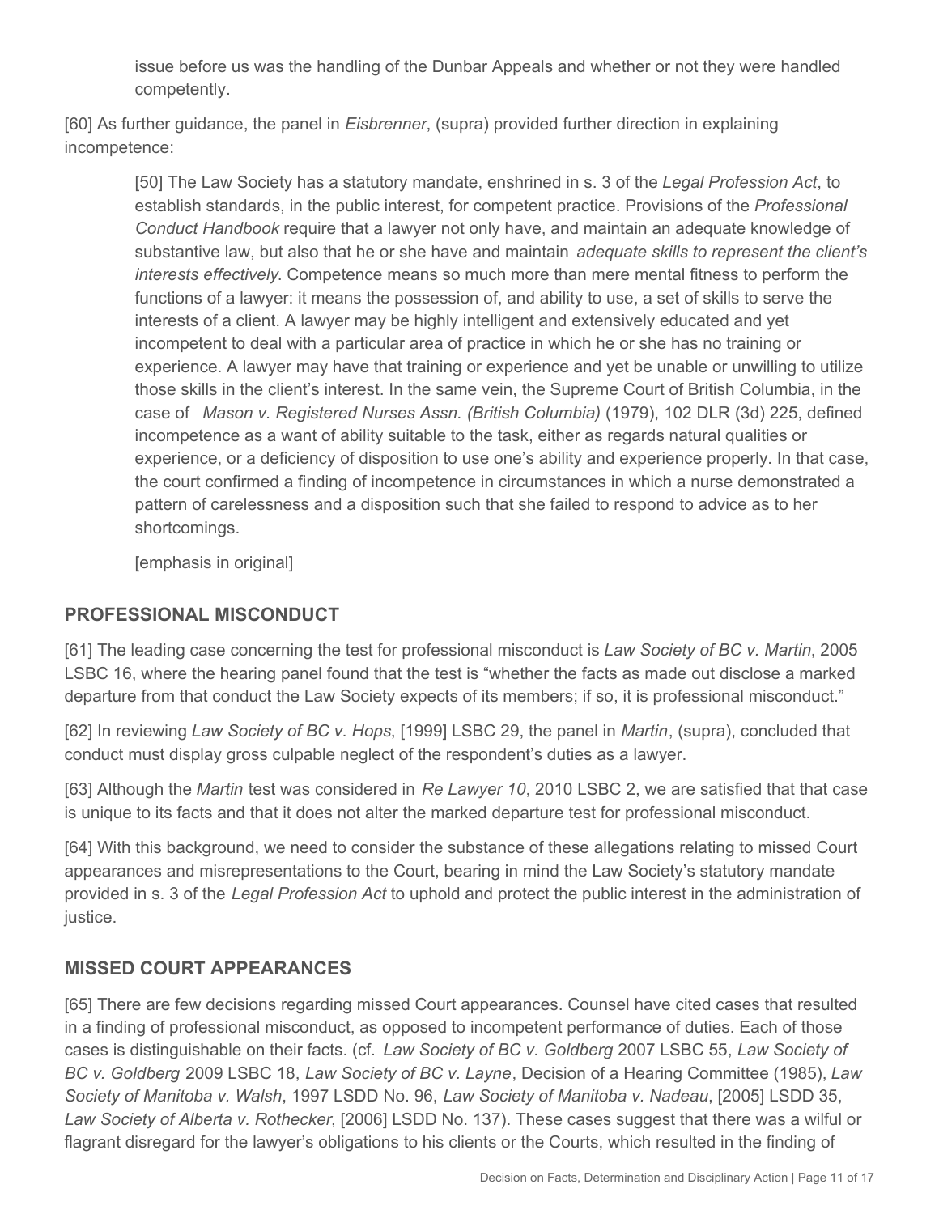issue before us was the handling of the Dunbar Appeals and whether or not they were handled competently.

[60] As further guidance, the panel in *Eisbrenner*, (supra) provided further direction in explaining incompetence:

> [50] The Law Society has a statutory mandate, enshrined in s. 3 of the *Legal Profession Act*, to establish standards, in the public interest, for competent practice. Provisions of the *Professional Conduct Handbook* require that a lawyer not only have, and maintain an adequate knowledge of substantive law, but also that he or she have and maintain *adequate skills to represent the client's interests effectively*. Competence means so much more than mere mental fitness to perform the functions of a lawyer: it means the possession of, and ability to use, a set of skills to serve the interests of a client. A lawyer may be highly intelligent and extensively educated and yet incompetent to deal with a particular area of practice in which he or she has no training or experience. A lawyer may have that training or experience and yet be unable or unwilling to utilize those skills in the client's interest. In the same vein, the Supreme Court of British Columbia, in the case of *Mason v. Registered Nurses Assn. (British Columbia)* (1979), 102 DLR (3d) 225, defined incompetence as a want of ability suitable to the task, either as regards natural qualities or experience, or a deficiency of disposition to use one's ability and experience properly. In that case, the court confirmed a finding of incompetence in circumstances in which a nurse demonstrated a pattern of carelessness and a disposition such that she failed to respond to advice as to her shortcomings.
>
> [emphasis in original]

## PROFESSIONAL MISCONDUCT

[61] The leading case concerning the test for professional misconduct is *Law Society of BC v. Martin*, 2005 LSBC 16, where the hearing panel found that the test is "whether the facts as made out disclose a marked departure from that conduct the Law Society expects of its members; if so, it is professional misconduct."

[62] In reviewing *Law Society of BC v. Hops*, [1999] LSBC 29, the panel in *Martin*, (supra), concluded that conduct must display gross culpable neglect of the respondent's duties as a lawyer.

[63] Although the *Martin* test was considered in *Re Lawyer 10*, 2010 LSBC 2, we are satisfied that that case is unique to its facts and that it does not alter the marked departure test for professional misconduct.

[64] With this background, we need to consider the substance of these allegations relating to missed Court appearances and misrepresentations to the Court, bearing in mind the Law Society's statutory mandate provided in s. 3 of the *Legal Profession Act* to uphold and protect the public interest in the administration of justice.

## MISSED COURT APPEARANCES

[65] There are few decisions regarding missed Court appearances. Counsel have cited cases that resulted in a finding of professional misconduct, as opposed to incompetent performance of duties. Each of those cases is distinguishable on their facts. (cf. *Law Society of BC v. Goldberg* 2007 LSBC 55, *Law Society of BC v. Goldberg* 2009 LSBC 18, *Law Society of BC v. Layne*, Decision of a Hearing Committee (1985), *Law Society of Manitoba v. Walsh*, 1997 LSDD No. 96, *Law Society of Manitoba v. Nadeau*, [2005] LSDD 35, *Law Society of Alberta v. Rothecker*, [2006] LSDD No. 137). These cases suggest that there was a wilful or flagrant disregard for the lawyer's obligations to his clients or the Courts, which resulted in the finding of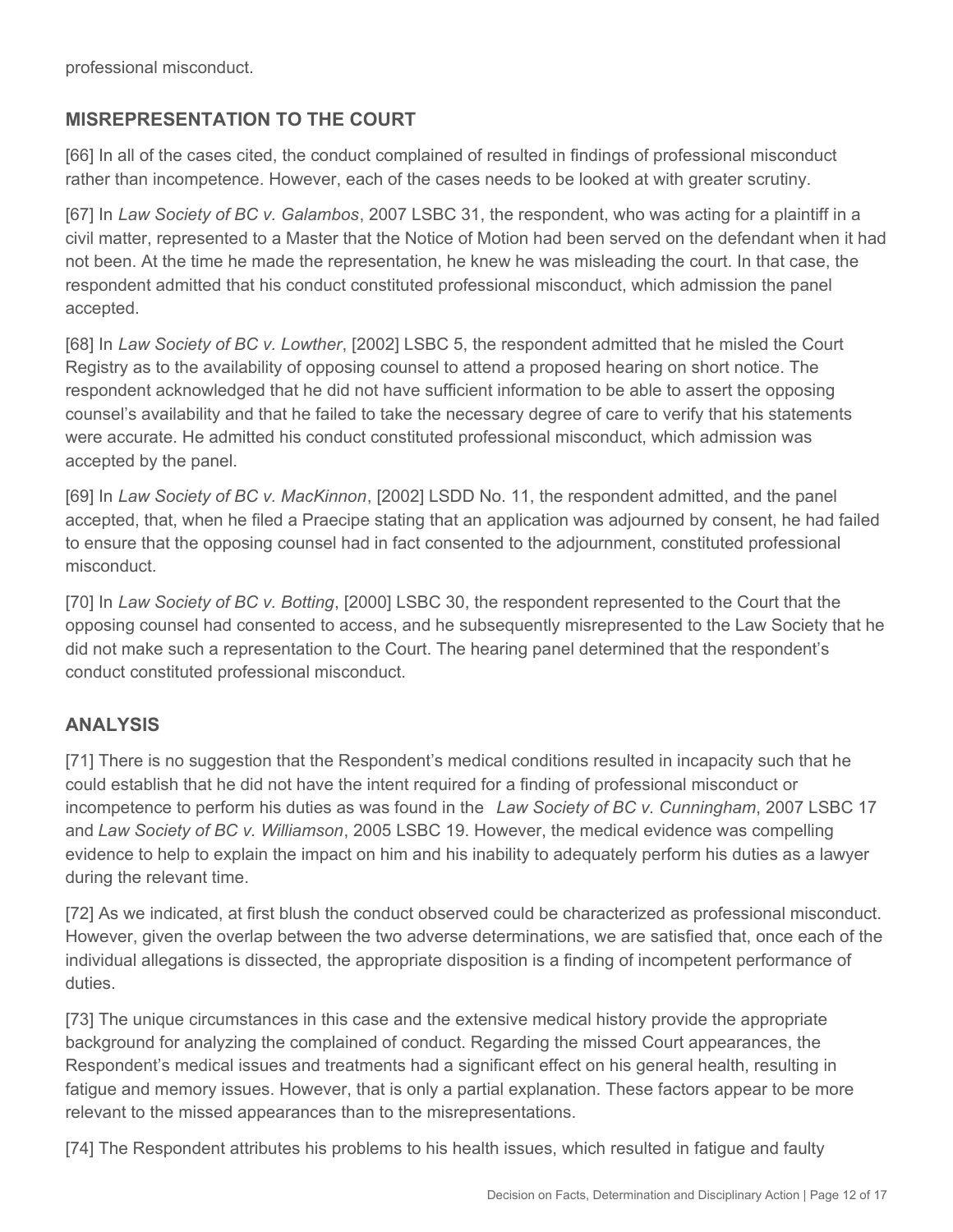professional misconduct.

## MISREPRESENTATION TO THE COURT

[66] In all of the cases cited, the conduct complained of resulted in findings of professional misconduct rather than incompetence. However, each of the cases needs to be looked at with greater scrutiny.

[67] In *Law Society of BC v. Galambos*, 2007 LSBC 31, the respondent, who was acting for a plaintiff in a civil matter, represented to a Master that the Notice of Motion had been served on the defendant when it had not been. At the time he made the representation, he knew he was misleading the court. In that case, the respondent admitted that his conduct constituted professional misconduct, which admission the panel accepted.

[68] In *Law Society of BC v. Lowther*, [2002] LSBC 5, the respondent admitted that he misled the Court Registry as to the availability of opposing counsel to attend a proposed hearing on short notice. The respondent acknowledged that he did not have sufficient information to be able to assert the opposing counsel's availability and that he failed to take the necessary degree of care to verify that his statements were accurate. He admitted his conduct constituted professional misconduct, which admission was accepted by the panel.

[69] In *Law Society of BC v. MacKinnon*, [2002] LSDD No. 11, the respondent admitted, and the panel accepted, that, when he filed a Praecipe stating that an application was adjourned by consent, he had failed to ensure that the opposing counsel had in fact consented to the adjournment, constituted professional misconduct.

[70] In *Law Society of BC v. Botting*, [2000] LSBC 30, the respondent represented to the Court that the opposing counsel had consented to access, and he subsequently misrepresented to the Law Society that he did not make such a representation to the Court. The hearing panel determined that the respondent's conduct constituted professional misconduct.

## ANALYSIS

[71] There is no suggestion that the Respondent's medical conditions resulted in incapacity such that he could establish that he did not have the intent required for a finding of professional misconduct or incompetence to perform his duties as was found in the *Law Society of BC v. Cunningham*, 2007 LSBC 17 and *Law Society of BC v. Williamson*, 2005 LSBC 19. However, the medical evidence was compelling evidence to help to explain the impact on him and his inability to adequately perform his duties as a lawyer during the relevant time.

[72] As we indicated, at first blush the conduct observed could be characterized as professional misconduct. However, given the overlap between the two adverse determinations, we are satisfied that, once each of the individual allegations is dissected, the appropriate disposition is a finding of incompetent performance of duties.

[73] The unique circumstances in this case and the extensive medical history provide the appropriate background for analyzing the complained of conduct. Regarding the missed Court appearances, the Respondent's medical issues and treatments had a significant effect on his general health, resulting in fatigue and memory issues. However, that is only a partial explanation. These factors appear to be more relevant to the missed appearances than to the misrepresentations.

[74] The Respondent attributes his problems to his health issues, which resulted in fatigue and faulty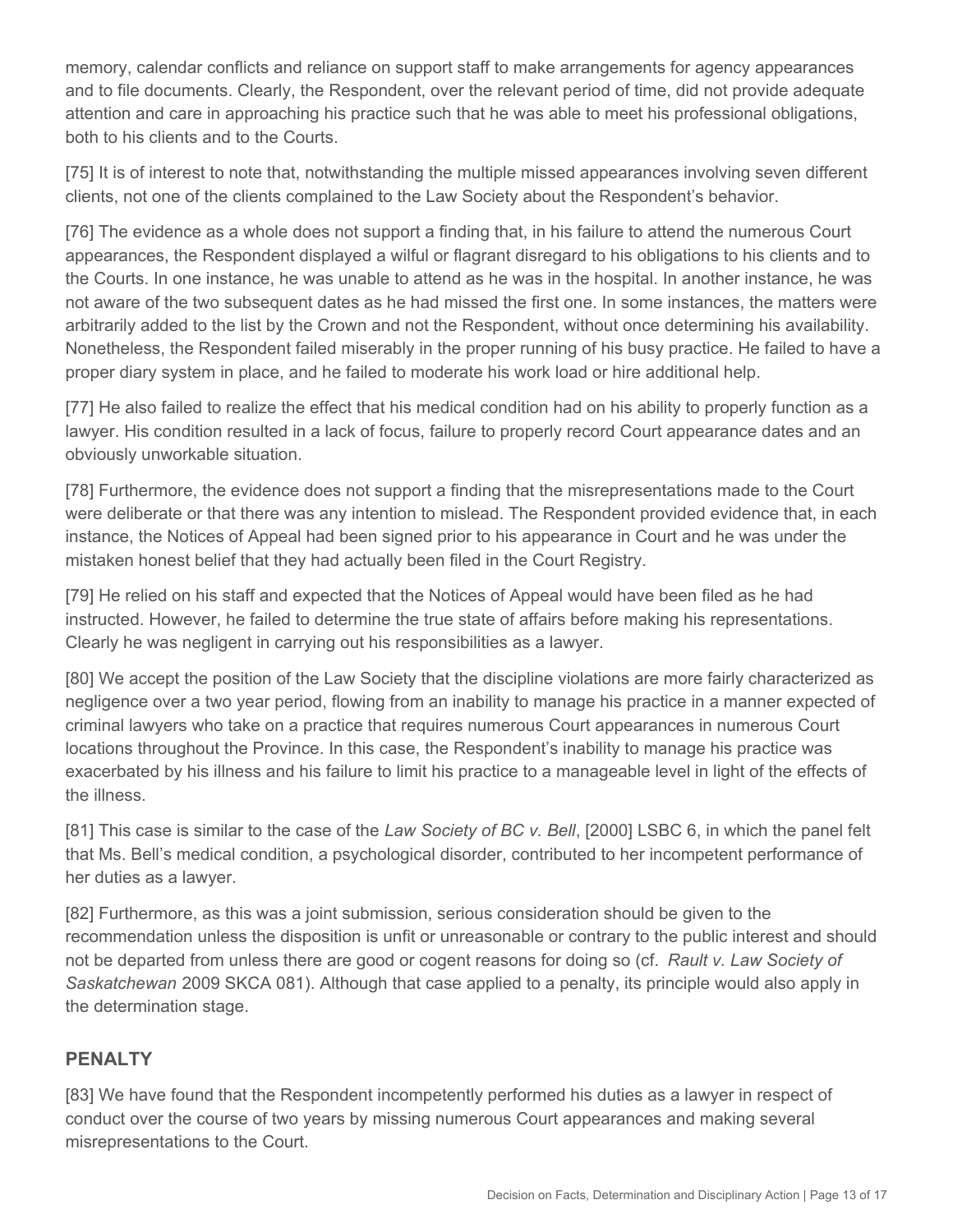memory, calendar conflicts and reliance on support staff to make arrangements for agency appearances and to file documents. Clearly, the Respondent, over the relevant period of time, did not provide adequate attention and care in approaching his practice such that he was able to meet his professional obligations, both to his clients and to the Courts.

[75] It is of interest to note that, notwithstanding the multiple missed appearances involving seven different clients, not one of the clients complained to the Law Society about the Respondent's behavior.

[76] The evidence as a whole does not support a finding that, in his failure to attend the numerous Court appearances, the Respondent displayed a wilful or flagrant disregard to his obligations to his clients and to the Courts. In one instance, he was unable to attend as he was in the hospital. In another instance, he was not aware of the two subsequent dates as he had missed the first one. In some instances, the matters were arbitrarily added to the list by the Crown and not the Respondent, without once determining his availability. Nonetheless, the Respondent failed miserably in the proper running of his busy practice. He failed to have a proper diary system in place, and he failed to moderate his work load or hire additional help.

[77] He also failed to realize the effect that his medical condition had on his ability to properly function as a lawyer. His condition resulted in a lack of focus, failure to properly record Court appearance dates and an obviously unworkable situation.

[78] Furthermore, the evidence does not support a finding that the misrepresentations made to the Court were deliberate or that there was any intention to mislead. The Respondent provided evidence that, in each instance, the Notices of Appeal had been signed prior to his appearance in Court and he was under the mistaken honest belief that they had actually been filed in the Court Registry.

[79] He relied on his staff and expected that the Notices of Appeal would have been filed as he had instructed. However, he failed to determine the true state of affairs before making his representations. Clearly he was negligent in carrying out his responsibilities as a lawyer.

[80] We accept the position of the Law Society that the discipline violations are more fairly characterized as negligence over a two year period, flowing from an inability to manage his practice in a manner expected of criminal lawyers who take on a practice that requires numerous Court appearances in numerous Court locations throughout the Province. In this case, the Respondent's inability to manage his practice was exacerbated by his illness and his failure to limit his practice to a manageable level in light of the effects of the illness.

[81] This case is similar to the case of the *Law Society of BC v. Bell*, [2000] LSBC 6, in which the panel felt that Ms. Bell's medical condition, a psychological disorder, contributed to her incompetent performance of her duties as a lawyer.

[82] Furthermore, as this was a joint submission, serious consideration should be given to the recommendation unless the disposition is unfit or unreasonable or contrary to the public interest and should not be departed from unless there are good or cogent reasons for doing so (cf. *Rault v. Law Society of Saskatchewan* 2009 SKCA 081). Although that case applied to a penalty, its principle would also apply in the determination stage.

## PENALTY

[83] We have found that the Respondent incompetently performed his duties as a lawyer in respect of conduct over the course of two years by missing numerous Court appearances and making several misrepresentations to the Court.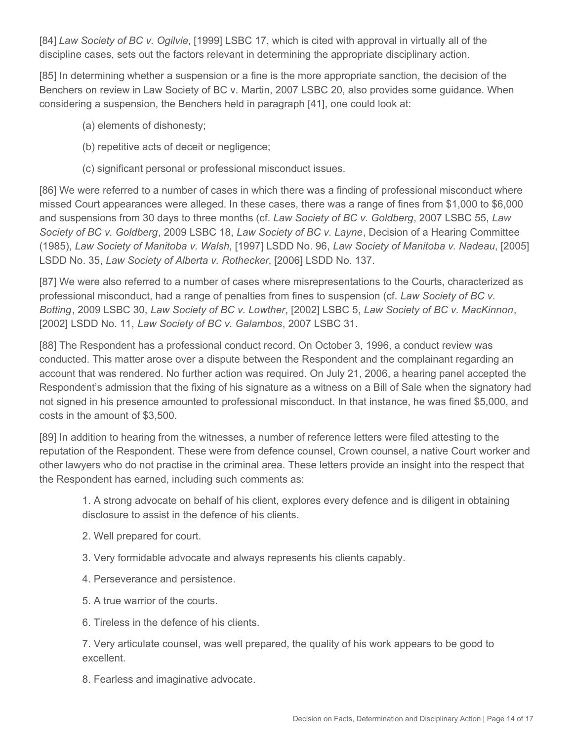[84] *Law Society of BC v. Ogilvie*, [1999] LSBC 17, which is cited with approval in virtually all of the discipline cases, sets out the factors relevant in determining the appropriate disciplinary action.

[85] In determining whether a suspension or a fine is the more appropriate sanction, the decision of the Benchers on review in Law Society of BC v. Martin, 2007 LSBC 20, also provides some guidance. When considering a suspension, the Benchers held in paragraph [41], one could look at:

(a) elements of dishonesty;

(b) repetitive acts of deceit or negligence;

(c) significant personal or professional misconduct issues.

[86] We were referred to a number of cases in which there was a finding of professional misconduct where missed Court appearances were alleged. In these cases, there was a range of fines from $1,000 to $6,000 and suspensions from 30 days to three months (cf. *Law Society of BC v. Goldberg*, 2007 LSBC 55, *Law Society of BC v. Goldberg*, 2009 LSBC 18, *Law Society of BC v. Layne*, Decision of a Hearing Committee (1985), *Law Society of Manitoba v. Walsh*, [1997] LSDD No. 96, *Law Society of Manitoba v. Nadeau*, [2005] LSDD No. 35, *Law Society of Alberta v. Rothecker*, [2006] LSDD No. 137.

[87] We were also referred to a number of cases where misrepresentations to the Courts, characterized as professional misconduct, had a range of penalties from fines to suspension (cf. *Law Society of BC v. Botting*, 2009 LSBC 30, *Law Society of BC v. Lowther*, [2002] LSBC 5, *Law Society of BC v. MacKinnon*, [2002] LSDD No. 11, *Law Society of BC v. Galambos*, 2007 LSBC 31.

[88] The Respondent has a professional conduct record. On October 3, 1996, a conduct review was conducted. This matter arose over a dispute between the Respondent and the complainant regarding an account that was rendered. No further action was required. On July 21, 2006, a hearing panel accepted the Respondent's admission that the fixing of his signature as a witness on a Bill of Sale when the signatory had not signed in his presence amounted to professional misconduct. In that instance, he was fined $5,000, and costs in the amount of $3,500.

[89] In addition to hearing from the witnesses, a number of reference letters were filed attesting to the reputation of the Respondent. These were from defence counsel, Crown counsel, a native Court worker and other lawyers who do not practise in the criminal area. These letters provide an insight into the respect that the Respondent has earned, including such comments as:

1. A strong advocate on behalf of his client, explores every defence and is diligent in obtaining disclosure to assist in the defence of his clients.

2. Well prepared for court.

3. Very formidable advocate and always represents his clients capably.

4. Perseverance and persistence.

5. A true warrior of the courts.

6. Tireless in the defence of his clients.

7. Very articulate counsel, was well prepared, the quality of his work appears to be good to excellent.

8. Fearless and imaginative advocate.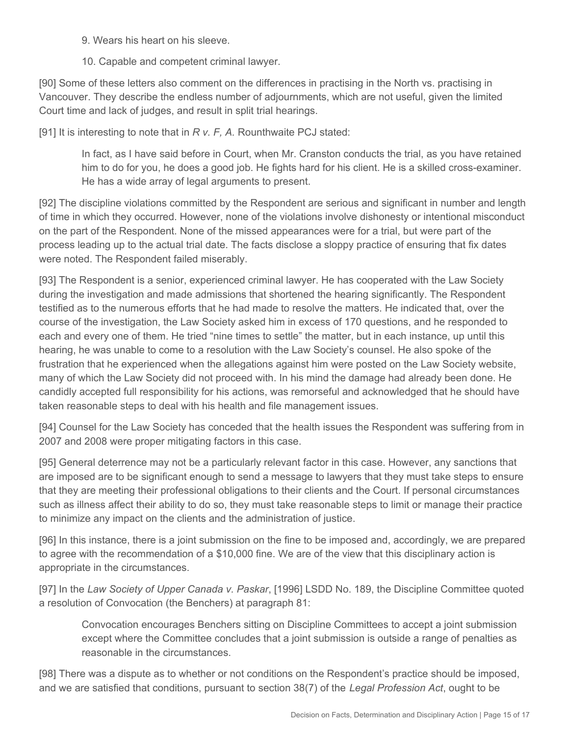9. Wears his heart on his sleeve.

10. Capable and competent criminal lawyer.

[90] Some of these letters also comment on the differences in practising in the North vs. practising in Vancouver. They describe the endless number of adjournments, which are not useful, given the limited Court time and lack of judges, and result in split trial hearings.

[91] It is interesting to note that in *R v. F, A.* Rounthwaite PCJ stated:

> In fact, as I have said before in Court, when Mr. Cranston conducts the trial, as you have retained him to do for you, he does a good job. He fights hard for his client. He is a skilled cross-examiner. He has a wide array of legal arguments to present.

[92] The discipline violations committed by the Respondent are serious and significant in number and length of time in which they occurred. However, none of the violations involve dishonesty or intentional misconduct on the part of the Respondent. None of the missed appearances were for a trial, but were part of the process leading up to the actual trial date. The facts disclose a sloppy practice of ensuring that fix dates were noted. The Respondent failed miserably.

[93] The Respondent is a senior, experienced criminal lawyer. He has cooperated with the Law Society during the investigation and made admissions that shortened the hearing significantly. The Respondent testified as to the numerous efforts that he had made to resolve the matters. He indicated that, over the course of the investigation, the Law Society asked him in excess of 170 questions, and he responded to each and every one of them. He tried "nine times to settle" the matter, but in each instance, up until this hearing, he was unable to come to a resolution with the Law Society's counsel. He also spoke of the frustration that he experienced when the allegations against him were posted on the Law Society website, many of which the Law Society did not proceed with. In his mind the damage had already been done. He candidly accepted full responsibility for his actions, was remorseful and acknowledged that he should have taken reasonable steps to deal with his health and file management issues.

[94] Counsel for the Law Society has conceded that the health issues the Respondent was suffering from in 2007 and 2008 were proper mitigating factors in this case.

[95] General deterrence may not be a particularly relevant factor in this case. However, any sanctions that are imposed are to be significant enough to send a message to lawyers that they must take steps to ensure that they are meeting their professional obligations to their clients and the Court. If personal circumstances such as illness affect their ability to do so, they must take reasonable steps to limit or manage their practice to minimize any impact on the clients and the administration of justice.

[96] In this instance, there is a joint submission on the fine to be imposed and, accordingly, we are prepared to agree with the recommendation of a $10,000 fine. We are of the view that this disciplinary action is appropriate in the circumstances.

[97] In the *Law Society of Upper Canada v. Paskar*, [1996] LSDD No. 189, the Discipline Committee quoted a resolution of Convocation (the Benchers) at paragraph 81:

> Convocation encourages Benchers sitting on Discipline Committees to accept a joint submission except where the Committee concludes that a joint submission is outside a range of penalties as reasonable in the circumstances.

[98] There was a dispute as to whether or not conditions on the Respondent's practice should be imposed, and we are satisfied that conditions, pursuant to section 38(7) of the *Legal Profession Act*, ought to be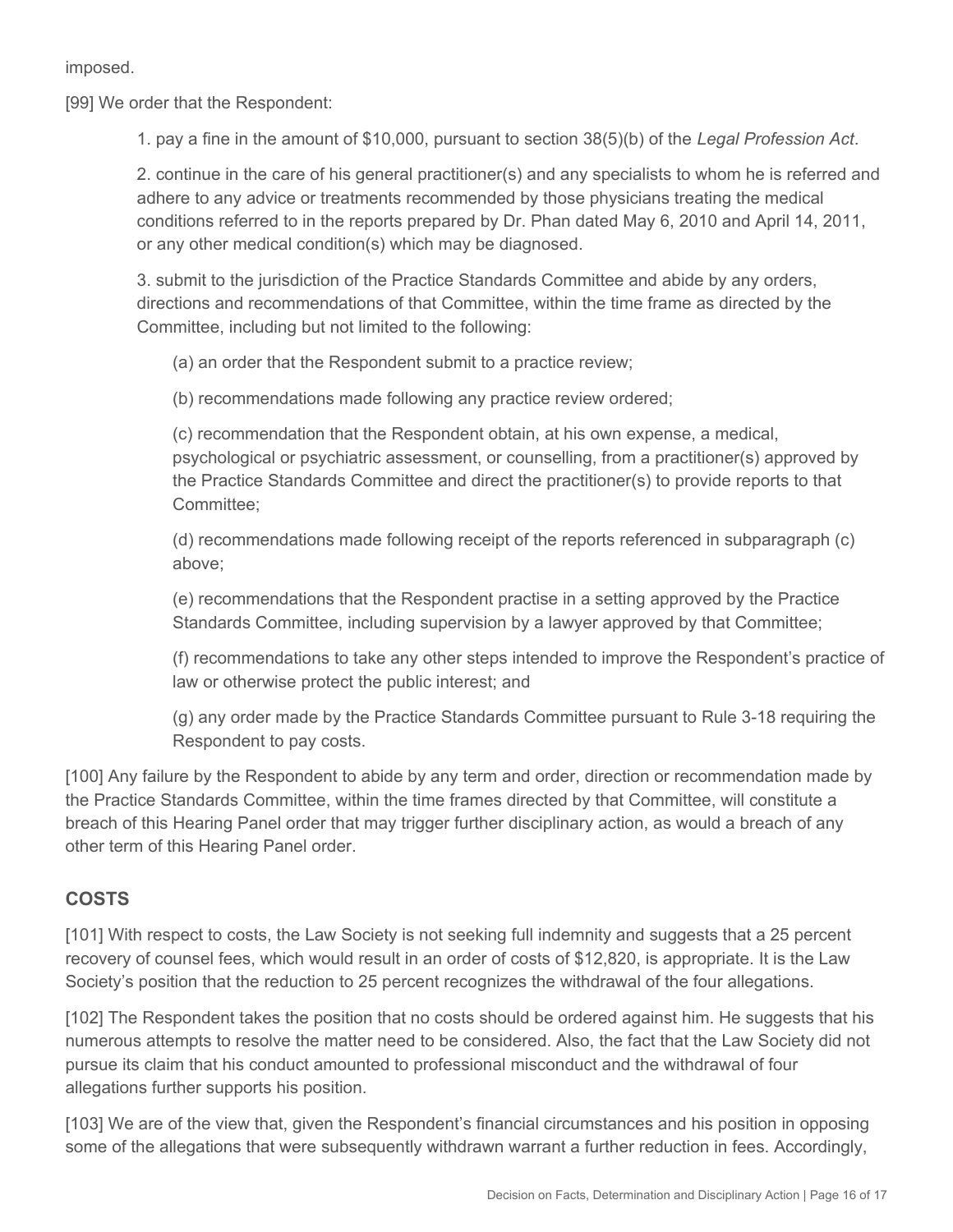imposed.

[99] We order that the Respondent:

> 1. pay a fine in the amount of $10,000, pursuant to section 38(5)(b) of the *Legal Profession Act*.
>
> 2. continue in the care of his general practitioner(s) and any specialists to whom he is referred and adhere to any advice or treatments recommended by those physicians treating the medical conditions referred to in the reports prepared by Dr. Phan dated May 6, 2010 and April 14, 2011, or any other medical condition(s) which may be diagnosed.
>
> 3. submit to the jurisdiction of the Practice Standards Committee and abide by any orders, directions and recommendations of that Committee, within the time frame as directed by the Committee, including but not limited to the following:
>
> > (a) an order that the Respondent submit to a practice review;
> >
> > (b) recommendations made following any practice review ordered;
> >
> > (c) recommendation that the Respondent obtain, at his own expense, a medical, psychological or psychiatric assessment, or counselling, from a practitioner(s) approved by the Practice Standards Committee and direct the practitioner(s) to provide reports to that Committee;
> >
> > (d) recommendations made following receipt of the reports referenced in subparagraph (c) above;
> >
> > (e) recommendations that the Respondent practise in a setting approved by the Practice Standards Committee, including supervision by a lawyer approved by that Committee;
> >
> > (f) recommendations to take any other steps intended to improve the Respondent's practice of law or otherwise protect the public interest; and
> >
> > (g) any order made by the Practice Standards Committee pursuant to Rule 3-18 requiring the Respondent to pay costs.

[100] Any failure by the Respondent to abide by any term and order, direction or recommendation made by the Practice Standards Committee, within the time frames directed by that Committee, will constitute a breach of this Hearing Panel order that may trigger further disciplinary action, as would a breach of any other term of this Hearing Panel order.

## COSTS

[101] With respect to costs, the Law Society is not seeking full indemnity and suggests that a 25 percent recovery of counsel fees, which would result in an order of costs of $12,820, is appropriate. It is the Law Society's position that the reduction to 25 percent recognizes the withdrawal of the four allegations.

[102] The Respondent takes the position that no costs should be ordered against him. He suggests that his numerous attempts to resolve the matter need to be considered. Also, the fact that the Law Society did not pursue its claim that his conduct amounted to professional misconduct and the withdrawal of four allegations further supports his position.

[103] We are of the view that, given the Respondent's financial circumstances and his position in opposing some of the allegations that were subsequently withdrawn warrant a further reduction in fees. Accordingly,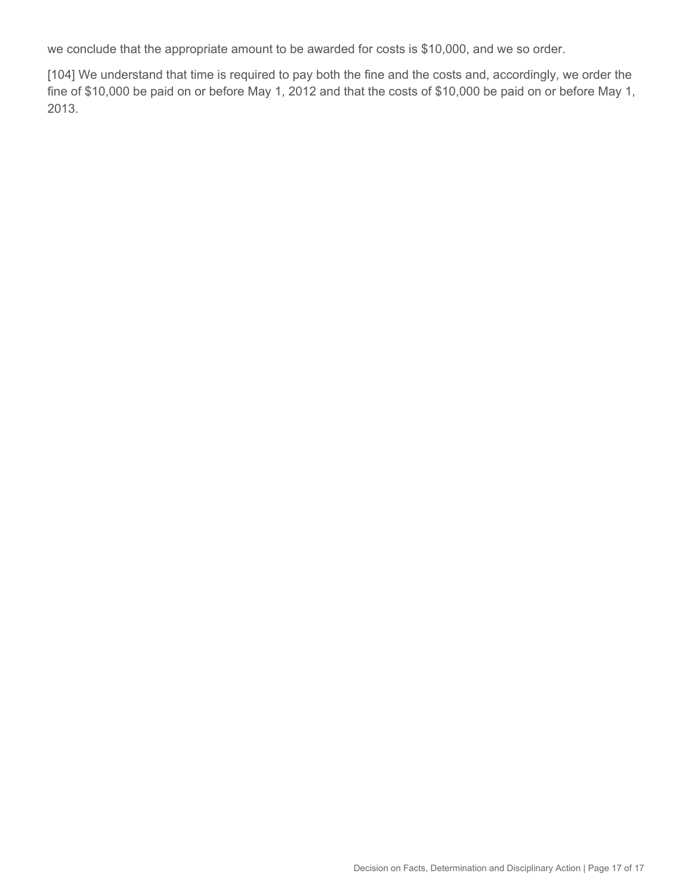we conclude that the appropriate amount to be awarded for costs is $10,000, and we so order.

[104] We understand that time is required to pay both the fine and the costs and, accordingly, we order the fine of $10,000 be paid on or before May 1, 2012 and that the costs of $10,000 be paid on or before May 1, 2013.